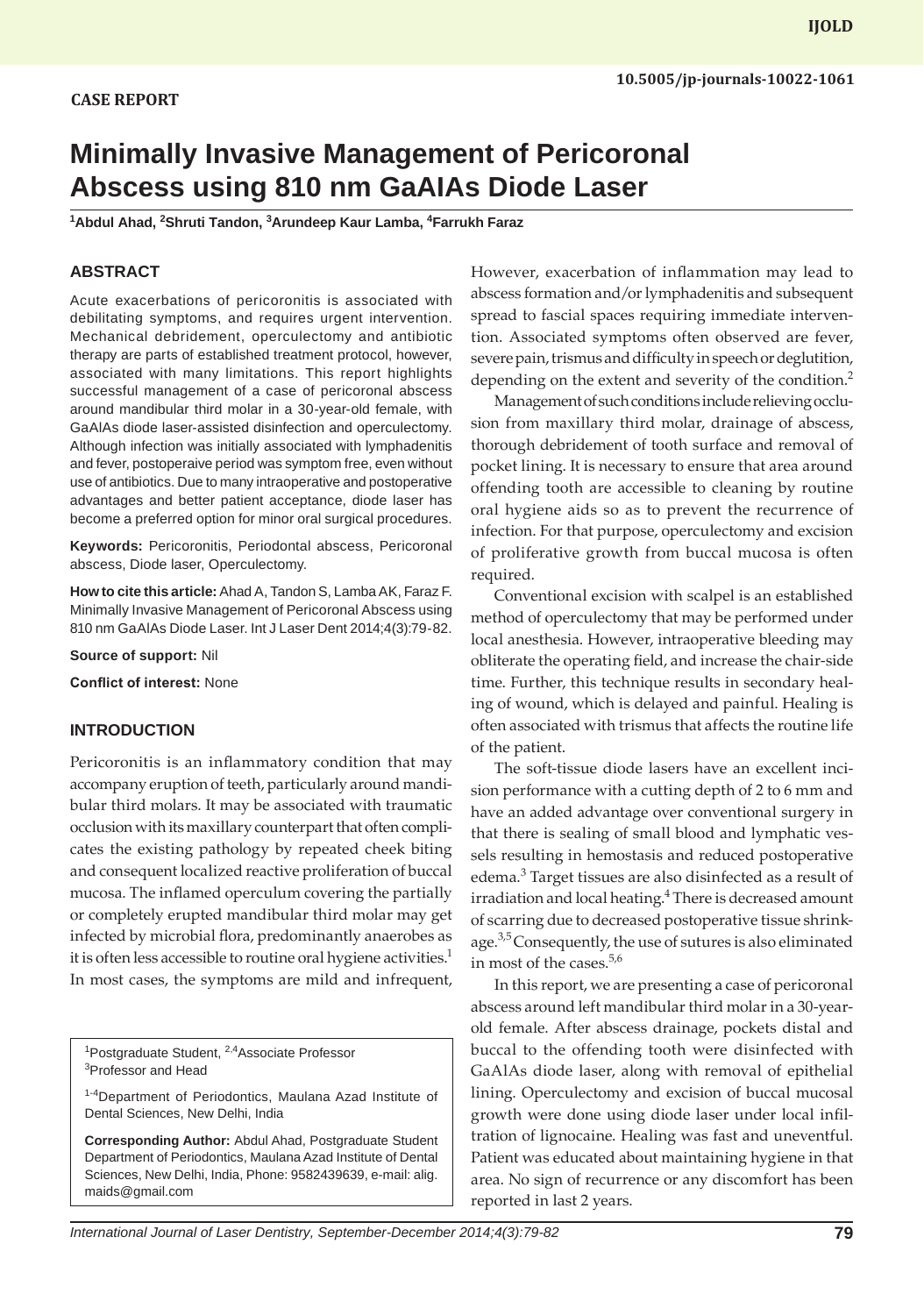CASE REPORT

# Minimally Invasive Management of Pericoronal Abscess using 810 nm GaAIAs Diode Laser

[1]Abdul Ahad, [2]Shruti Tandon, [3]Arundeep Kaur Lamba, [4]Farrukh Faraz

## ABSTRACT

Acute exacerbations of pericoronitis is associated with debilitating symptoms, and requires urgent intervention. Mechanical debridement, operculectomy and antibiotic therapy are parts of established treatment protocol, however, associated with many limitations. This report highlights successful management of a case of pericoronal abscess around mandibular third molar in a 30-year-old female, with GaAlAs diode laser-assisted disinfection and operculectomy. Although infection was initially associated with lymphadenitis and fever, postoperaive period was symptom free, even without use of antibiotics. Due to many intraoperative and postoperative advantages and better patient acceptance, diode laser has become a preferred option for minor oral surgical procedures.

**Keywords:** Pericoronitis, Periodontal abscess, Pericoronal abscess, Diode laser, Operculectomy.

**How to cite this article:** Ahad A, Tandon S, Lamba AK, Faraz F. Minimally Invasive Management of Pericoronal Abscess using 810 nm GaAlAs Diode Laser. Int J Laser Dent 2014;4(3):79-82.

**Source of support:** Nil

**Conflict of interest:** None

## INTRODUCTION

Pericoronitis is an inflammatory condition that may accompany eruption of teeth, particularly around mandibular third molars. It may be associated with traumatic occlusion with its maxillary counterpart that often complicates the existing pathology by repeated cheek biting and consequent localized reactive proliferation of buccal mucosa. The inflamed operculum covering the partially or completely erupted mandibular third molar may get infected by microbial flora, predominantly anaerobes as it is often less accessible to routine oral hygiene activities.[1] In most cases, the symptoms are mild and infrequent, However, exacerbation of inflammation may lead to abscess formation and/or lymphadenitis and subsequent spread to fascial spaces requiring immediate intervention. Associated symptoms often observed are fever, severe pain, trismus and difficulty in speech or deglutition, depending on the extent and severity of the condition.[2]

Management of such conditions include relieving occlusion from maxillary third molar, drainage of abscess, thorough debridement of tooth surface and removal of pocket lining. It is necessary to ensure that area around offending tooth are accessible to cleaning by routine oral hygiene aids so as to prevent the recurrence of infection. For that purpose, operculectomy and excision of proliferative growth from buccal mucosa is often required.

Conventional excision with scalpel is an established method of operculectomy that may be performed under local anesthesia. However, intraoperative bleeding may obliterate the operating field, and increase the chair-side time. Further, this technique results in secondary healing of wound, which is delayed and painful. Healing is often associated with trismus that affects the routine life of the patient.

The soft-tissue diode lasers have an excellent incision performance with a cutting depth of 2 to 6 mm and have an added advantage over conventional surgery in that there is sealing of small blood and lymphatic vessels resulting in hemostasis and reduced postoperative edema.[3] Target tissues are also disinfected as a result of irradiation and local heating.[4] There is decreased amount of scarring due to decreased postoperative tissue shrinkage.[3,5] Consequently, the use of sutures is also eliminated in most of the cases.[5,6]

In this report, we are presenting a case of pericoronal abscess around left mandibular third molar in a 30-year-old female. After abscess drainage, pockets distal and buccal to the offending tooth were disinfected with GaAlAs diode laser, along with removal of epithelial lining. Operculectomy and excision of buccal mucosal growth were done using diode laser under local infiltration of lignocaine. Healing was fast and uneventful. Patient was educated about maintaining hygiene in that area. No sign of recurrence or any discomfort has been reported in last 2 years.

---

[1]Postgraduate Student, [2,4]Associate Professor
[3]Professor and Head

[1-4]Department of Periodontics, Maulana Azad Institute of Dental Sciences, New Delhi, India

**Corresponding Author:** Abdul Ahad, Postgraduate Student Department of Periodontics, Maulana Azad Institute of Dental Sciences, New Delhi, India, Phone: 9582439639, e-mail: alig.maids@gmail.com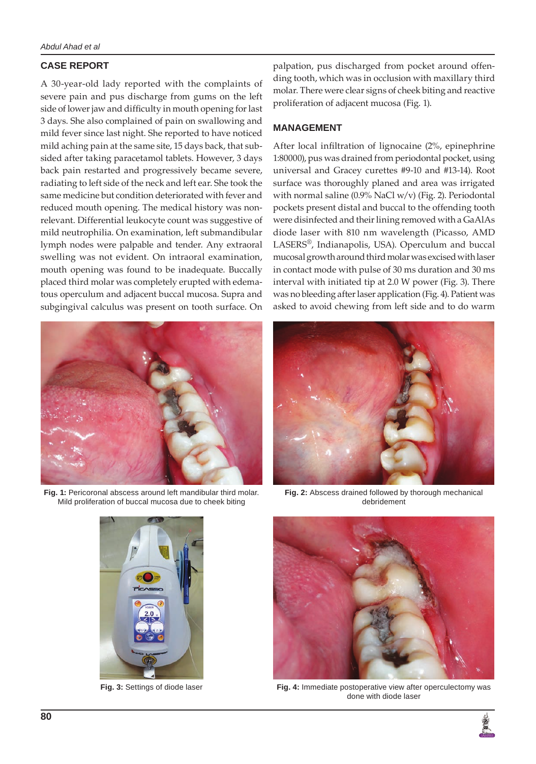## CASE REPORT

A 30-year-old lady reported with the complaints of severe pain and pus discharge from gums on the left side of lower jaw and difficulty in mouth opening for last 3 days. She also complained of pain on swallowing and mild fever since last night. She reported to have noticed mild aching pain at the same site, 15 days back, that subsided after taking paracetamol tablets. However, 3 days back pain restarted and progressively became severe, radiating to left side of the neck and left ear. She took the same medicine but condition deteriorated with fever and reduced mouth opening. The medical history was nonrelevant. Differential leukocyte count was suggestive of mild neutrophilia. On examination, left submandibular lymph nodes were palpable and tender. Any extraoral swelling was not evident. On intraoral examination, mouth opening was found to be inadequate. Buccally placed third molar was completely erupted with edematous operculum and adjacent buccal mucosa. Supra and subgingival calculus was present on tooth surface. On palpation, pus discharged from pocket around offending tooth, which was in occlusion with maxillary third molar. There were clear signs of cheek biting and reactive proliferation of adjacent mucosa (Fig. 1).

## MANAGEMENT

After local infiltration of lignocaine (2%, epinephrine 1:80000), pus was drained from periodontal pocket, using universal and Gracey curettes #9-10 and #13-14). Root surface was thoroughly planed and area was irrigated with normal saline (0.9% NaCl w/v) (Fig. 2). Periodontal pockets present distal and buccal to the offending tooth were disinfected and their lining removed with a GaAlAs diode laser with 810 nm wavelength (Picasso, AMD LASERS®, Indianapolis, USA). Operculum and buccal mucosal growth around third molar was excised with laser in contact mode with pulse of 30 ms duration and 30 ms interval with initiated tip at 2.0 W power (Fig. 3). There was no bleeding after laser application (Fig. 4). Patient was asked to avoid chewing from left side and to do warm

**Fig. 1:** Pericoronal abscess around left mandibular third molar. Mild proliferation of buccal mucosa due to cheek biting

**Fig. 2:** Abscess drained followed by thorough mechanical debridement

**Fig. 3:** Settings of diode laser

**Fig. 4:** Immediate postoperative view after operculectomy was done with diode laser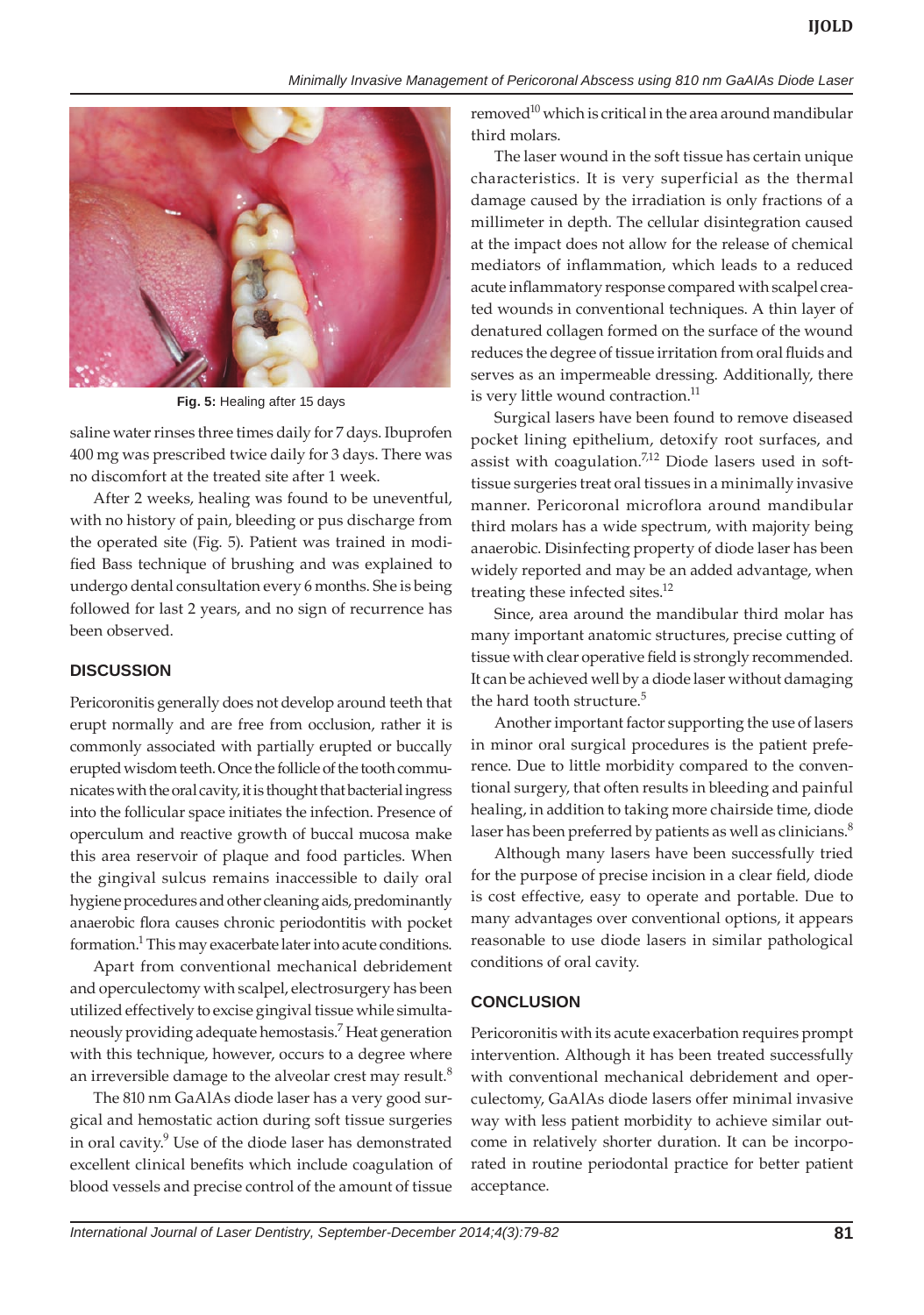Fig. 5: Healing after 15 days

saline water rinses three times daily for 7 days. Ibuprofen 400 mg was prescribed twice daily for 3 days. There was no discomfort at the treated site after 1 week.

After 2 weeks, healing was found to be uneventful, with no history of pain, bleeding or pus discharge from the operated site (Fig. 5). Patient was trained in modified Bass technique of brushing and was explained to undergo dental consultation every 6 months. She is being followed for last 2 years, and no sign of recurrence has been observed.

## DISCUSSION

Pericoronitis generally does not develop around teeth that erupt normally and are free from occlusion, rather it is commonly associated with partially erupted or buccally erupted wisdom teeth. Once the follicle of the tooth communicates with the oral cavity, it is thought that bacterial ingress into the follicular space initiates the infection. Presence of operculum and reactive growth of buccal mucosa make this area reservoir of plaque and food particles. When the gingival sulcus remains inaccessible to daily oral hygiene procedures and other cleaning aids, predominantly anaerobic flora causes chronic periodontitis with pocket formation.[1] This may exacerbate later into acute conditions.

Apart from conventional mechanical debridement and operculectomy with scalpel, electrosurgery has been utilized effectively to excise gingival tissue while simultaneously providing adequate hemostasis.[7] Heat generation with this technique, however, occurs to a degree where an irreversible damage to the alveolar crest may result.[8]

The 810 nm GaAlAs diode laser has a very good surgical and hemostatic action during soft tissue surgeries in oral cavity.[9] Use of the diode laser has demonstrated excellent clinical benefits which include coagulation of blood vessels and precise control of the amount of tissue removed[10] which is critical in the area around mandibular third molars.

The laser wound in the soft tissue has certain unique characteristics. It is very superficial as the thermal damage caused by the irradiation is only fractions of a millimeter in depth. The cellular disintegration caused at the impact does not allow for the release of chemical mediators of inflammation, which leads to a reduced acute inflammatory response compared with scalpel created wounds in conventional techniques. A thin layer of denatured collagen formed on the surface of the wound reduces the degree of tissue irritation from oral fluids and serves as an impermeable dressing. Additionally, there is very little wound contraction.[11]

Surgical lasers have been found to remove diseased pocket lining epithelium, detoxify root surfaces, and assist with coagulation.[7,12] Diode lasers used in soft-tissue surgeries treat oral tissues in a minimally invasive manner. Pericoronal microflora around mandibular third molars has a wide spectrum, with majority being anaerobic. Disinfecting property of diode laser has been widely reported and may be an added advantage, when treating these infected sites.[12]

Since, area around the mandibular third molar has many important anatomic structures, precise cutting of tissue with clear operative field is strongly recommended. It can be achieved well by a diode laser without damaging the hard tooth structure.[5]

Another important factor supporting the use of lasers in minor oral surgical procedures is the patient preference. Due to little morbidity compared to the conventional surgery, that often results in bleeding and painful healing, in addition to taking more chairside time, diode laser has been preferred by patients as well as clinicians.[8]

Although many lasers have been successfully tried for the purpose of precise incision in a clear field, diode is cost effective, easy to operate and portable. Due to many advantages over conventional options, it appears reasonable to use diode lasers in similar pathological conditions of oral cavity.

## CONCLUSION

Pericoronitis with its acute exacerbation requires prompt intervention. Although it has been treated successfully with conventional mechanical debridement and operculectomy, GaAlAs diode lasers offer minimal invasive way with less patient morbidity to achieve similar outcome in relatively shorter duration. It can be incorporated in routine periodontal practice for better patient acceptance.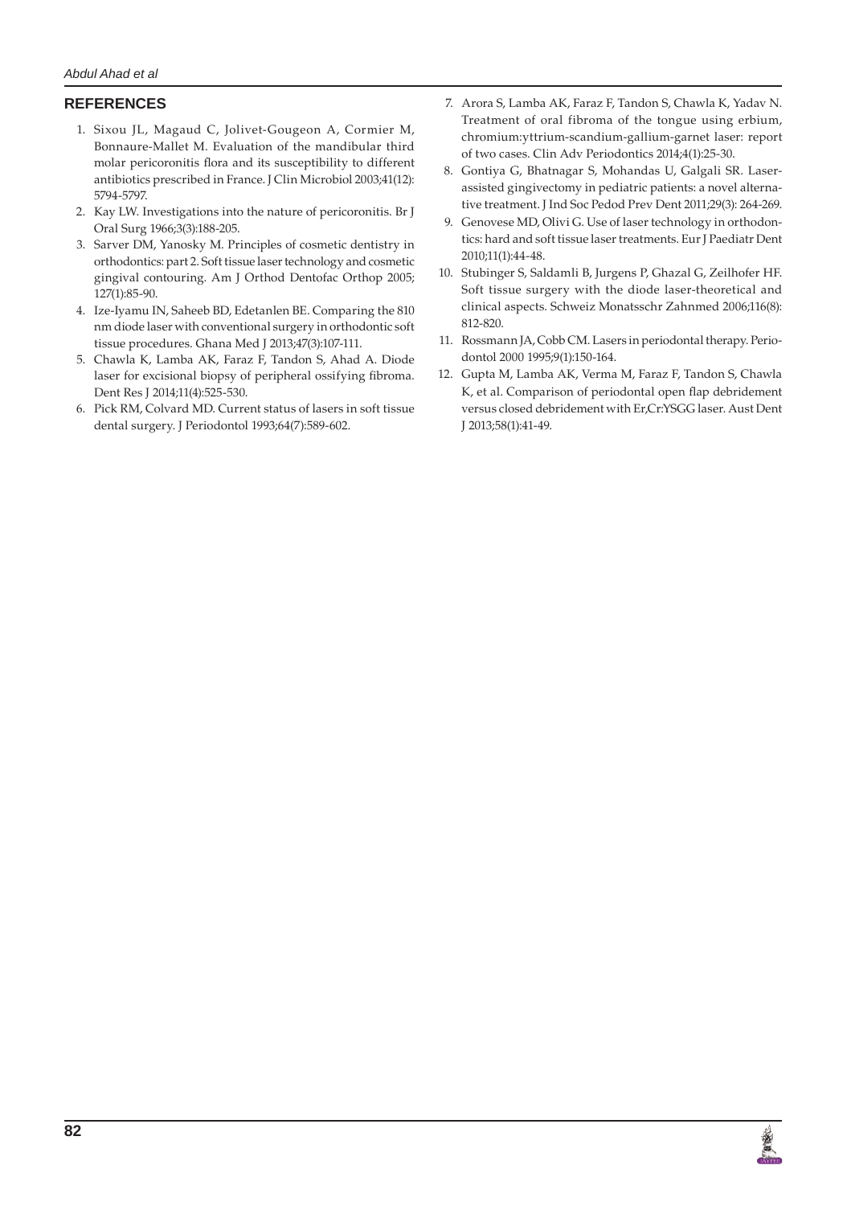## REFERENCES

1. Sixou JL, Magaud C, Jolivet-Gougeon A, Cormier M, Bonnaure-Mallet M. Evaluation of the mandibular third molar pericoronitis flora and its susceptibility to different antibiotics prescribed in France. J Clin Microbiol 2003;41(12): 5794-5797.
2. Kay LW. Investigations into the nature of pericoronitis. Br J Oral Surg 1966;3(3):188-205.
3. Sarver DM, Yanosky M. Principles of cosmetic dentistry in orthodontics: part 2. Soft tissue laser technology and cosmetic gingival contouring. Am J Orthod Dentofac Orthop 2005; 127(1):85-90.
4. Ize-Iyamu IN, Saheeb BD, Edetanlen BE. Comparing the 810 nm diode laser with conventional surgery in orthodontic soft tissue procedures. Ghana Med J 2013;47(3):107-111.
5. Chawla K, Lamba AK, Faraz F, Tandon S, Ahad A. Diode laser for excisional biopsy of peripheral ossifying fibroma. Dent Res J 2014;11(4):525-530.
6. Pick RM, Colvard MD. Current status of lasers in soft tissue dental surgery. J Periodontol 1993;64(7):589-602.
7. Arora S, Lamba AK, Faraz F, Tandon S, Chawla K, Yadav N. Treatment of oral fibroma of the tongue using erbium, chromium:yttrium-scandium-gallium-garnet laser: report of two cases. Clin Adv Periodontics 2014;4(1):25-30.
8. Gontiya G, Bhatnagar S, Mohandas U, Galgali SR. Laser-assisted gingivectomy in pediatric patients: a novel alternative treatment. J Ind Soc Pedod Prev Dent 2011;29(3): 264-269.
9. Genovese MD, Olivi G. Use of laser technology in orthodontics: hard and soft tissue laser treatments. Eur J Paediatr Dent 2010;11(1):44-48.
10. Stubinger S, Saldamli B, Jurgens P, Ghazal G, Zeilhofer HF. Soft tissue surgery with the diode laser-theoretical and clinical aspects. Schweiz Monatsschr Zahnmed 2006;116(8): 812-820.
11. Rossmann JA, Cobb CM. Lasers in periodontal therapy. Periodontol 2000 1995;9(1):150-164.
12. Gupta M, Lamba AK, Verma M, Faraz F, Tandon S, Chawla K, et al. Comparison of periodontal open flap debridement versus closed debridement with Er,Cr:YSGG laser. Aust Dent J 2013;58(1):41-49.